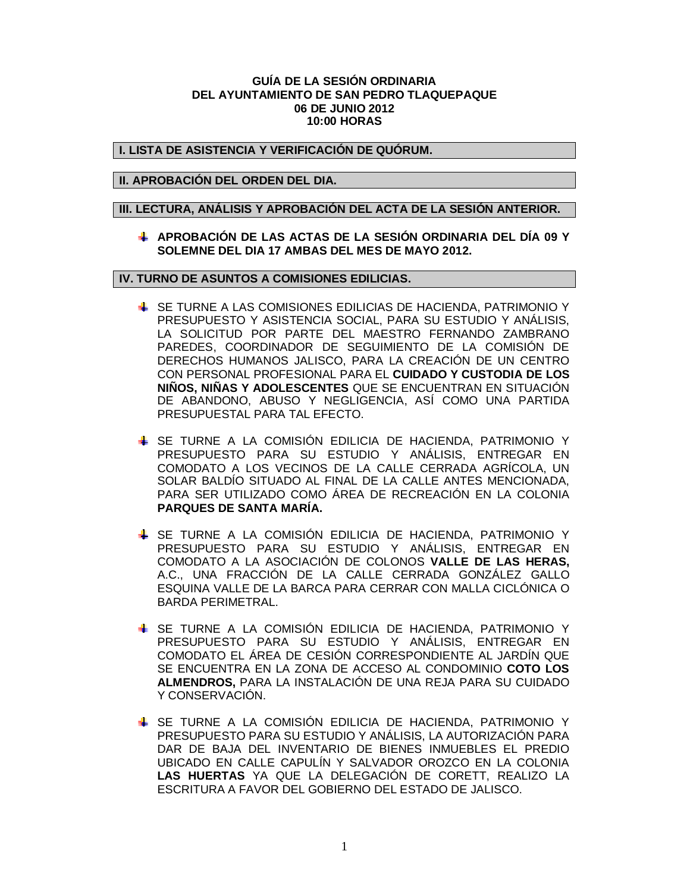**GUÍA DE LA SESIÓN ORDINARIA**
**DEL AYUNTAMIENTO DE SAN PEDRO TLAQUEPAQUE**
**06 DE JUNIO 2012**
**10:00 HORAS**

## I. LISTA DE ASISTENCIA Y VERIFICACIÓN DE QUÓRUM.

## II. APROBACIÓN DEL ORDEN DEL DIA.

## III. LECTURA, ANÁLISIS Y APROBACIÓN DEL ACTA DE LA SESIÓN ANTERIOR.

- **APROBACIÓN DE LAS ACTAS DE LA SESIÓN ORDINARIA DEL DÍA 09 Y SOLEMNE DEL DIA 17 AMBAS DEL MES DE MAYO 2012.**

## IV. TURNO DE ASUNTOS A COMISIONES EDILICIAS.

- SE TURNE A LAS COMISIONES EDILICIAS DE HACIENDA, PATRIMONIO Y PRESUPUESTO Y ASISTENCIA SOCIAL, PARA SU ESTUDIO Y ANÁLISIS, LA SOLICITUD POR PARTE DEL MAESTRO FERNANDO ZAMBRANO PAREDES, COORDINADOR DE SEGUIMIENTO DE LA COMISIÓN DE DERECHOS HUMANOS JALISCO, PARA LA CREACIÓN DE UN CENTRO CON PERSONAL PROFESIONAL PARA EL **CUIDADO Y CUSTODIA DE LOS NIÑOS, NIÑAS Y ADOLESCENTES** QUE SE ENCUENTRAN EN SITUACIÓN DE ABANDONO, ABUSO Y NEGLIGENCIA, ASÍ COMO UNA PARTIDA PRESUPUESTAL PARA TAL EFECTO.

- SE TURNE A LA COMISIÓN EDILICIA DE HACIENDA, PATRIMONIO Y PRESUPUESTO PARA SU ESTUDIO Y ANÁLISIS, ENTREGAR EN COMODATO A LOS VECINOS DE LA CALLE CERRADA AGRÍCOLA, UN SOLAR BALDÍO SITUADO AL FINAL DE LA CALLE ANTES MENCIONADA, PARA SER UTILIZADO COMO ÁREA DE RECREACIÓN EN LA COLONIA **PARQUES DE SANTA MARÍA.**

- SE TURNE A LA COMISIÓN EDILICIA DE HACIENDA, PATRIMONIO Y PRESUPUESTO PARA SU ESTUDIO Y ANÁLISIS, ENTREGAR EN COMODATO A LA ASOCIACIÓN DE COLONOS **VALLE DE LAS HERAS,** A.C., UNA FRACCIÓN DE LA CALLE CERRADA GONZÁLEZ GALLO ESQUINA VALLE DE LA BARCA PARA CERRAR CON MALLA CICLÓNICA O BARDA PERIMETRAL.

- SE TURNE A LA COMISIÓN EDILICIA DE HACIENDA, PATRIMONIO Y PRESUPUESTO PARA SU ESTUDIO Y ANÁLISIS, ENTREGAR EN COMODATO EL ÁREA DE CESIÓN CORRESPONDIENTE AL JARDÍN QUE SE ENCUENTRA EN LA ZONA DE ACCESO AL CONDOMINIO **COTO LOS ALMENDROS,** PARA LA INSTALACIÓN DE UNA REJA PARA SU CUIDADO Y CONSERVACIÓN.

- SE TURNE A LA COMISIÓN EDILICIA DE HACIENDA, PATRIMONIO Y PRESUPUESTO PARA SU ESTUDIO Y ANÁLISIS, LA AUTORIZACIÓN PARA DAR DE BAJA DEL INVENTARIO DE BIENES INMUEBLES EL PREDIO UBICADO EN CALLE CAPULÍN Y SALVADOR OROZCO EN LA COLONIA **LAS HUERTAS** YA QUE LA DELEGACIÓN DE CORETT, REALIZO LA ESCRITURA A FAVOR DEL GOBIERNO DEL ESTADO DE JALISCO.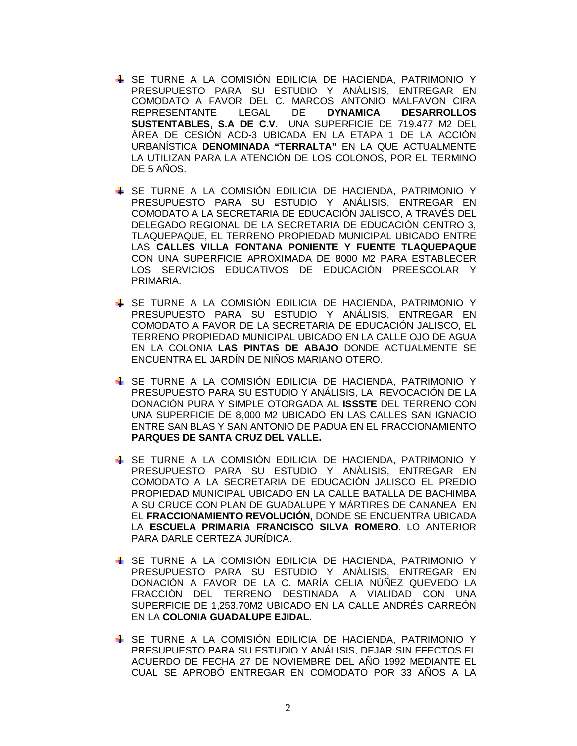- SE TURNE A LA COMISIÓN EDILICIA DE HACIENDA, PATRIMONIO Y PRESUPUESTO PARA SU ESTUDIO Y ANÁLISIS, ENTREGAR EN COMODATO A FAVOR DEL C. MARCOS ANTONIO MALFAVON CIRA REPRESENTANTE LEGAL DE **DYNAMICA DESARROLLOS SUSTENTABLES, S.A DE C.V.** UNA SUPERFICIE DE 719.477 M2 DEL ÁREA DE CESIÓN ACD-3 UBICADA EN LA ETAPA 1 DE LA ACCIÓN URBANÍSTICA **DENOMINADA "TERRALTA"** EN LA QUE ACTUALMENTE LA UTILIZAN PARA LA ATENCIÓN DE LOS COLONOS, POR EL TERMINO DE 5 AÑOS.

- SE TURNE A LA COMISIÓN EDILICIA DE HACIENDA, PATRIMONIO Y PRESUPUESTO PARA SU ESTUDIO Y ANÁLISIS, ENTREGAR EN COMODATO A LA SECRETARIA DE EDUCACIÓN JALISCO, A TRAVÉS DEL DELEGADO REGIONAL DE LA SECRETARIA DE EDUCACIÓN CENTRO 3, TLAQUEPAQUE, EL TERRENO PROPIEDAD MUNICIPAL UBICADO ENTRE LAS **CALLES VILLA FONTANA PONIENTE Y FUENTE TLAQUEPAQUE** CON UNA SUPERFICIE APROXIMADA DE 8000 M2 PARA ESTABLECER LOS SERVICIOS EDUCATIVOS DE EDUCACIÓN PREESCOLAR Y PRIMARIA.

- SE TURNE A LA COMISIÓN EDILICIA DE HACIENDA, PATRIMONIO Y PRESUPUESTO PARA SU ESTUDIO Y ANÁLISIS, ENTREGAR EN COMODATO A FAVOR DE LA SECRETARIA DE EDUCACIÓN JALISCO, EL TERRENO PROPIEDAD MUNICIPAL UBICADO EN LA CALLE OJO DE AGUA EN LA COLONIA **LAS PINTAS DE ABAJO** DONDE ACTUALMENTE SE ENCUENTRA EL JARDÍN DE NIÑOS MARIANO OTERO.

- SE TURNE A LA COMISIÓN EDILICIA DE HACIENDA, PATRIMONIO Y PRESUPUESTO PARA SU ESTUDIO Y ANÁLISIS, LA REVOCACIÓN DE LA DONACIÓN PURA Y SIMPLE OTORGADA AL **ISSSTE** DEL TERRENO CON UNA SUPERFICIE DE 8,000 M2 UBICADO EN LAS CALLES SAN IGNACIO ENTRE SAN BLAS Y SAN ANTONIO DE PADUA EN EL FRACCIONAMIENTO **PARQUES DE SANTA CRUZ DEL VALLE.**

- SE TURNE A LA COMISIÓN EDILICIA DE HACIENDA, PATRIMONIO Y PRESUPUESTO PARA SU ESTUDIO Y ANÁLISIS, ENTREGAR EN COMODATO A LA SECRETARIA DE EDUCACIÓN JALISCO EL PREDIO PROPIEDAD MUNICIPAL UBICADO EN LA CALLE BATALLA DE BACHIMBA A SU CRUCE CON PLAN DE GUADALUPE Y MÁRTIRES DE CANANEA EN EL **FRACCIONAMIENTO REVOLUCIÓN,** DONDE SE ENCUENTRA UBICADA LA **ESCUELA PRIMARIA FRANCISCO SILVA ROMERO.** LO ANTERIOR PARA DARLE CERTEZA JURÍDICA.

- SE TURNE A LA COMISIÓN EDILICIA DE HACIENDA, PATRIMONIO Y PRESUPUESTO PARA SU ESTUDIO Y ANÁLISIS, ENTREGAR EN DONACIÓN A FAVOR DE LA C. MARÍA CELIA NÚÑEZ QUEVEDO LA FRACCIÓN DEL TERRENO DESTINADA A VIALIDAD CON UNA SUPERFICIE DE 1,253.70M2 UBICADO EN LA CALLE ANDRÉS CARREÓN EN LA **COLONIA GUADALUPE EJIDAL.**

- SE TURNE A LA COMISIÓN EDILICIA DE HACIENDA, PATRIMONIO Y PRESUPUESTO PARA SU ESTUDIO Y ANÁLISIS, DEJAR SIN EFECTOS EL ACUERDO DE FECHA 27 DE NOVIEMBRE DEL AÑO 1992 MEDIANTE EL CUAL SE APROBÓ ENTREGAR EN COMODATO POR 33 AÑOS A LA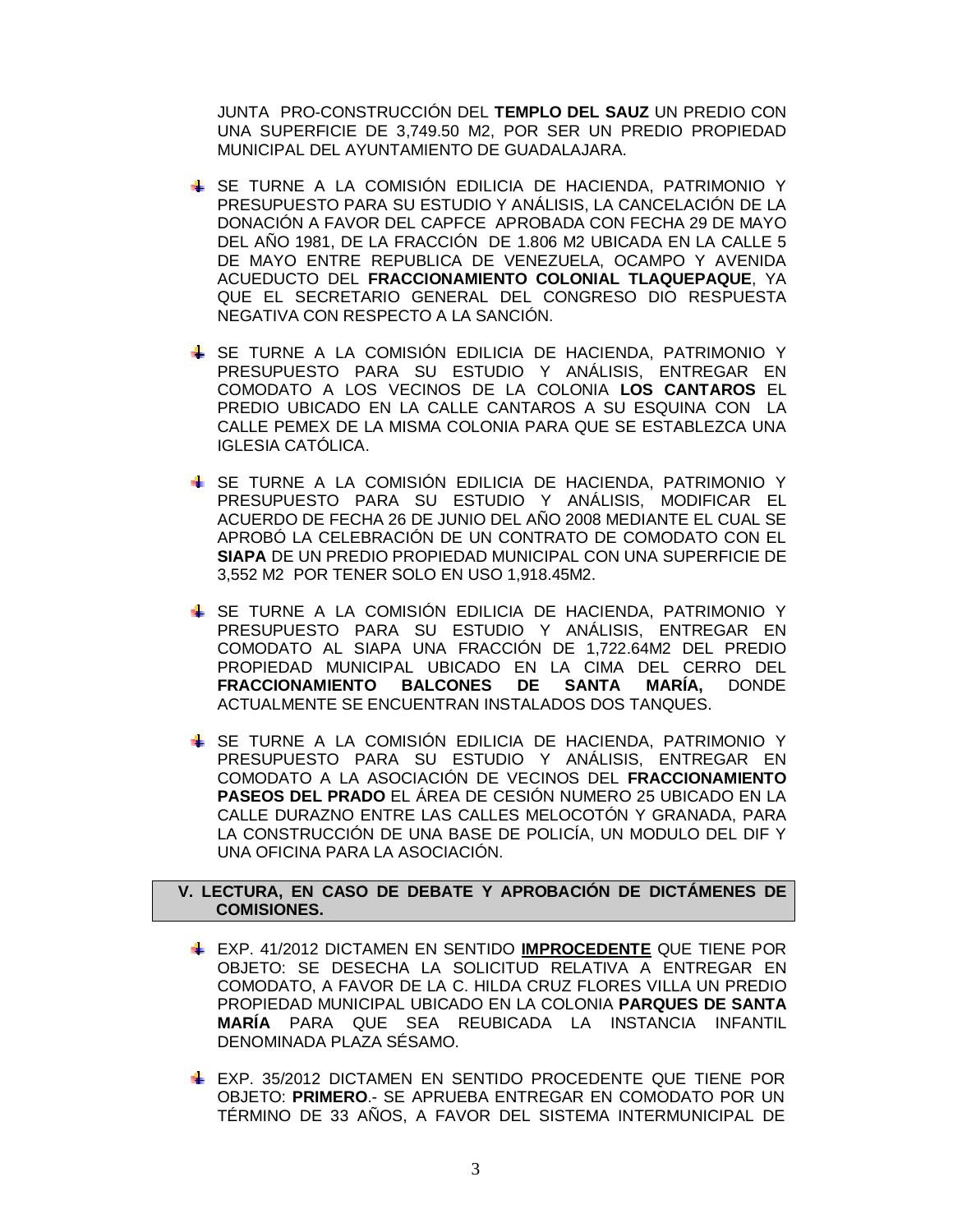JUNTA PRO-CONSTRUCCIÓN DEL **TEMPLO DEL SAUZ** UN PREDIO CON UNA SUPERFICIE DE 3,749.50 M2, POR SER UN PREDIO PROPIEDAD MUNICIPAL DEL AYUNTAMIENTO DE GUADALAJARA.

- SE TURNE A LA COMISIÓN EDILICIA DE HACIENDA, PATRIMONIO Y PRESUPUESTO PARA SU ESTUDIO Y ANÁLISIS, LA CANCELACIÓN DE LA DONACIÓN A FAVOR DEL CAPFCE APROBADA CON FECHA 29 DE MAYO DEL AÑO 1981, DE LA FRACCIÓN DE 1.806 M2 UBICADA EN LA CALLE 5 DE MAYO ENTRE REPUBLICA DE VENEZUELA, OCAMPO Y AVENIDA ACUEDUCTO DEL **FRACCIONAMIENTO COLONIAL TLAQUEPAQUE**, YA QUE EL SECRETARIO GENERAL DEL CONGRESO DIO RESPUESTA NEGATIVA CON RESPECTO A LA SANCIÓN.

- SE TURNE A LA COMISIÓN EDILICIA DE HACIENDA, PATRIMONIO Y PRESUPUESTO PARA SU ESTUDIO Y ANÁLISIS, ENTREGAR EN COMODATO A LOS VECINOS DE LA COLONIA **LOS CANTAROS** EL PREDIO UBICADO EN LA CALLE CANTAROS A SU ESQUINA CON LA CALLE PEMEX DE LA MISMA COLONIA PARA QUE SE ESTABLEZCA UNA IGLESIA CATÓLICA.

- SE TURNE A LA COMISIÓN EDILICIA DE HACIENDA, PATRIMONIO Y PRESUPUESTO PARA SU ESTUDIO Y ANÁLISIS, MODIFICAR EL ACUERDO DE FECHA 26 DE JUNIO DEL AÑO 2008 MEDIANTE EL CUAL SE APROBÓ LA CELEBRACIÓN DE UN CONTRATO DE COMODATO CON EL **SIAPA** DE UN PREDIO PROPIEDAD MUNICIPAL CON UNA SUPERFICIE DE 3,552 M2 POR TENER SOLO EN USO 1,918.45M2.

- SE TURNE A LA COMISIÓN EDILICIA DE HACIENDA, PATRIMONIO Y PRESUPUESTO PARA SU ESTUDIO Y ANÁLISIS, ENTREGAR EN COMODATO AL SIAPA UNA FRACCIÓN DE 1,722.64M2 DEL PREDIO PROPIEDAD MUNICIPAL UBICADO EN LA CIMA DEL CERRO DEL **FRACCIONAMIENTO BALCONES DE SANTA MARÍA,** DONDE ACTUALMENTE SE ENCUENTRAN INSTALADOS DOS TANQUES.

- SE TURNE A LA COMISIÓN EDILICIA DE HACIENDA, PATRIMONIO Y PRESUPUESTO PARA SU ESTUDIO Y ANÁLISIS, ENTREGAR EN COMODATO A LA ASOCIACIÓN DE VECINOS DEL **FRACCIONAMIENTO PASEOS DEL PRADO** EL ÁREA DE CESIÓN NUMERO 25 UBICADO EN LA CALLE DURAZNO ENTRE LAS CALLES MELOCOTÓN Y GRANADA, PARA LA CONSTRUCCIÓN DE UNA BASE DE POLICÍA, UN MODULO DEL DIF Y UNA OFICINA PARA LA ASOCIACIÓN.

## V. LECTURA, EN CASO DE DEBATE Y APROBACIÓN DE DICTÁMENES DE COMISIONES.

- EXP. 41/2012 DICTAMEN EN SENTIDO **IMPROCEDENTE** QUE TIENE POR OBJETO: SE DESECHA LA SOLICITUD RELATIVA A ENTREGAR EN COMODATO, A FAVOR DE LA C. HILDA CRUZ FLORES VILLA UN PREDIO PROPIEDAD MUNICIPAL UBICADO EN LA COLONIA **PARQUES DE SANTA MARÍA** PARA QUE SEA REUBICADA LA INSTANCIA INFANTIL DENOMINADA PLAZA SÉSAMO.

- EXP. 35/2012 DICTAMEN EN SENTIDO PROCEDENTE QUE TIENE POR OBJETO: **PRIMERO**.- SE APRUEBA ENTREGAR EN COMODATO POR UN TÉRMINO DE 33 AÑOS, A FAVOR DEL SISTEMA INTERMUNICIPAL DE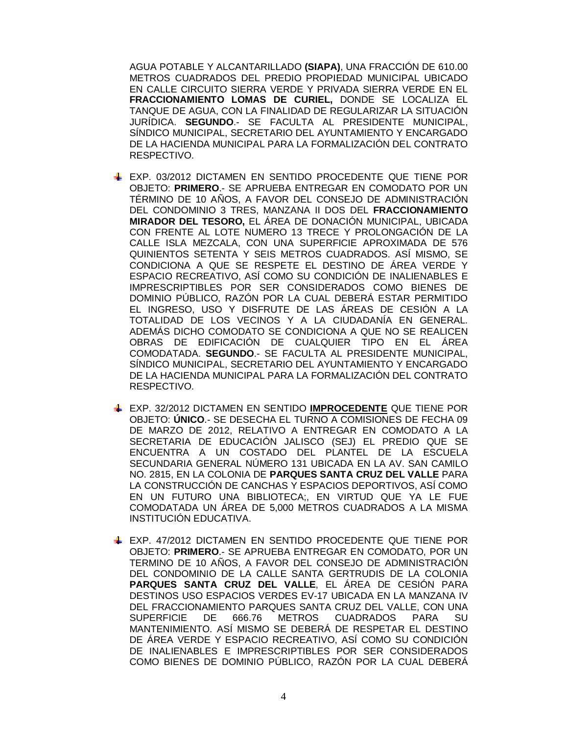AGUA POTABLE Y ALCANTARILLADO **(SIAPA)**, UNA FRACCIÓN DE 610.00 METROS CUADRADOS DEL PREDIO PROPIEDAD MUNICIPAL UBICADO EN CALLE CIRCUITO SIERRA VERDE Y PRIVADA SIERRA VERDE EN EL **FRACCIONAMIENTO LOMAS DE CURIEL,** DONDE SE LOCALIZA EL TANQUE DE AGUA, CON LA FINALIDAD DE REGULARIZAR LA SITUACIÓN JURÍDICA. **SEGUNDO**.- SE FACULTA AL PRESIDENTE MUNICIPAL, SÍNDICO MUNICIPAL, SECRETARIO DEL AYUNTAMIENTO Y ENCARGADO DE LA HACIENDA MUNICIPAL PARA LA FORMALIZACIÓN DEL CONTRATO RESPECTIVO.

- EXP. 03/2012 DICTAMEN EN SENTIDO PROCEDENTE QUE TIENE POR OBJETO: **PRIMERO**.- SE APRUEBA ENTREGAR EN COMODATO POR UN TÉRMINO DE 10 AÑOS, A FAVOR DEL CONSEJO DE ADMINISTRACIÓN DEL CONDOMINIO 3 TRES, MANZANA II DOS DEL **FRACCIONAMIENTO MIRADOR DEL TESORO,** EL ÁREA DE DONACIÓN MUNICIPAL, UBICADA CON FRENTE AL LOTE NUMERO 13 TRECE Y PROLONGACIÓN DE LA CALLE ISLA MEZCALA, CON UNA SUPERFICIE APROXIMADA DE 576 QUINIENTOS SETENTA Y SEIS METROS CUADRADOS. ASÍ MISMO, SE CONDICIONA A QUE SE RESPETE EL DESTINO DE ÁREA VERDE Y ESPACIO RECREATIVO, ASÍ COMO SU CONDICIÓN DE INALIENABLES E IMPRESCRIPTIBLES POR SER CONSIDERADOS COMO BIENES DE DOMINIO PÚBLICO, RAZÓN POR LA CUAL DEBERÁ ESTAR PERMITIDO EL INGRESO, USO Y DISFRUTE DE LAS ÁREAS DE CESIÓN A LA TOTALIDAD DE LOS VECINOS Y A LA CIUDADANÍA EN GENERAL. ADEMÁS DICHO COMODATO SE CONDICIONA A QUE NO SE REALICEN OBRAS DE EDIFICACIÓN DE CUALQUIER TIPO EN EL ÁREA COMODATADA. **SEGUNDO**.- SE FACULTA AL PRESIDENTE MUNICIPAL, SÍNDICO MUNICIPAL, SECRETARIO DEL AYUNTAMIENTO Y ENCARGADO DE LA HACIENDA MUNICIPAL PARA LA FORMALIZACIÓN DEL CONTRATO RESPECTIVO.

- EXP. 32/2012 DICTAMEN EN SENTIDO **IMPROCEDENTE** QUE TIENE POR OBJETO: **ÚNICO**.- SE DESECHA EL TURNO A COMISIONES DE FECHA 09 DE MARZO DE 2012, RELATIVO A ENTREGAR EN COMODATO A LA SECRETARIA DE EDUCACIÓN JALISCO (SEJ) EL PREDIO QUE SE ENCUENTRA A UN COSTADO DEL PLANTEL DE LA ESCUELA SECUNDARIA GENERAL NÚMERO 131 UBICADA EN LA AV. SAN CAMILO NO. 2815, EN LA COLONIA DE **PARQUES SANTA CRUZ DEL VALLE** PARA LA CONSTRUCCIÓN DE CANCHAS Y ESPACIOS DEPORTIVOS, ASÍ COMO EN UN FUTURO UNA BIBLIOTECA;, EN VIRTUD QUE YA LE FUE COMODATADA UN ÁREA DE 5,000 METROS CUADRADOS A LA MISMA INSTITUCIÓN EDUCATIVA.

- EXP. 47/2012 DICTAMEN EN SENTIDO PROCEDENTE QUE TIENE POR OBJETO: **PRIMERO**.- SE APRUEBA ENTREGAR EN COMODATO, POR UN TERMINO DE 10 AÑOS, A FAVOR DEL CONSEJO DE ADMINISTRACIÓN DEL CONDOMINIO DE LA CALLE SANTA GERTRUDIS DE LA COLONIA **PARQUES SANTA CRUZ DEL VALLE**, EL ÁREA DE CESIÓN PARA DESTINOS USO ESPACIOS VERDES EV-17 UBICADA EN LA MANZANA IV DEL FRACCIONAMIENTO PARQUES SANTA CRUZ DEL VALLE, CON UNA SUPERFICIE DE 666.76 METROS CUADRADOS PARA SU MANTENIMIENTO. ASÍ MISMO SE DEBERÁ DE RESPETAR EL DESTINO DE ÁREA VERDE Y ESPACIO RECREATIVO, ASÍ COMO SU CONDICIÓN DE INALIENABLES E IMPRESCRIPTIBLES POR SER CONSIDERADOS COMO BIENES DE DOMINIO PÚBLICO, RAZÓN POR LA CUAL DEBERÁ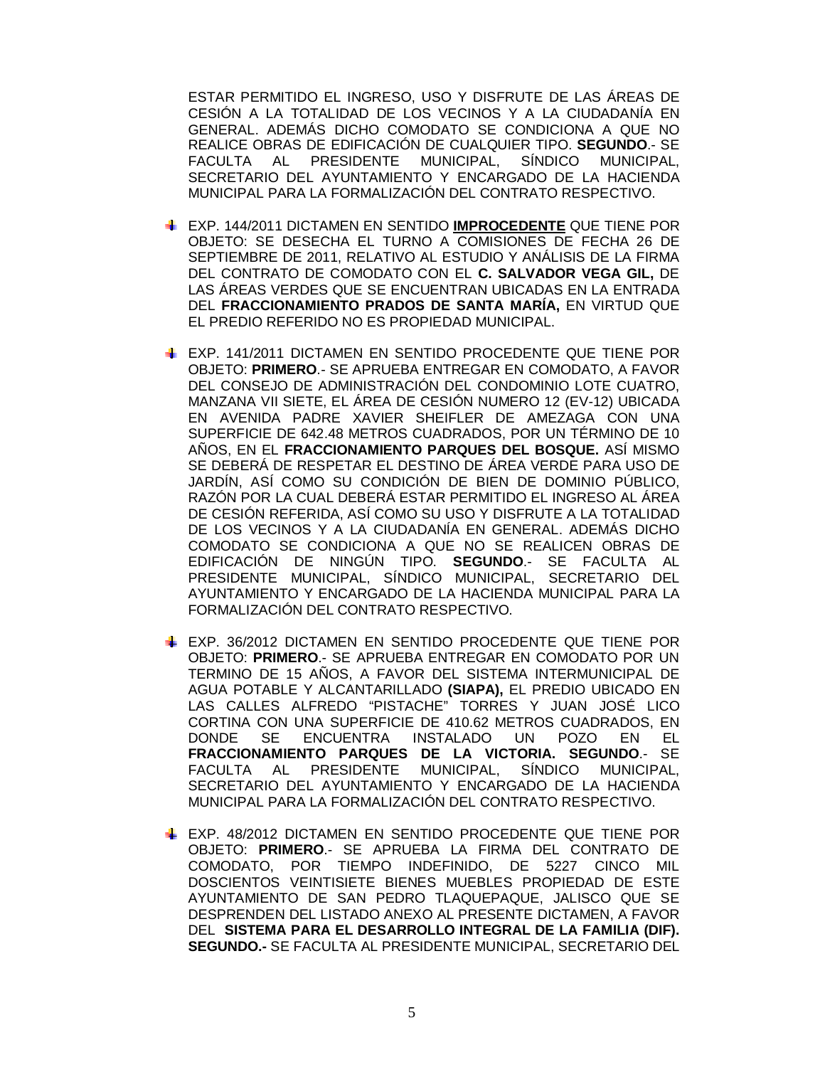ESTAR PERMITIDO EL INGRESO, USO Y DISFRUTE DE LAS ÁREAS DE CESIÓN A LA TOTALIDAD DE LOS VECINOS Y A LA CIUDADANÍA EN GENERAL. ADEMÁS DICHO COMODATO SE CONDICIONA A QUE NO REALICE OBRAS DE EDIFICACIÓN DE CUALQUIER TIPO. **SEGUNDO**.- SE FACULTA AL PRESIDENTE MUNICIPAL, SÍNDICO MUNICIPAL, SECRETARIO DEL AYUNTAMIENTO Y ENCARGADO DE LA HACIENDA MUNICIPAL PARA LA FORMALIZACIÓN DEL CONTRATO RESPECTIVO.

- EXP. 144/2011 DICTAMEN EN SENTIDO **IMPROCEDENTE** QUE TIENE POR OBJETO: SE DESECHA EL TURNO A COMISIONES DE FECHA 26 DE SEPTIEMBRE DE 2011, RELATIVO AL ESTUDIO Y ANÁLISIS DE LA FIRMA DEL CONTRATO DE COMODATO CON EL **C. SALVADOR VEGA GIL,** DE LAS ÁREAS VERDES QUE SE ENCUENTRAN UBICADAS EN LA ENTRADA DEL **FRACCIONAMIENTO PRADOS DE SANTA MARÍA,** EN VIRTUD QUE EL PREDIO REFERIDO NO ES PROPIEDAD MUNICIPAL.

- EXP. 141/2011 DICTAMEN EN SENTIDO PROCEDENTE QUE TIENE POR OBJETO: **PRIMERO**.- SE APRUEBA ENTREGAR EN COMODATO, A FAVOR DEL CONSEJO DE ADMINISTRACIÓN DEL CONDOMINIO LOTE CUATRO, MANZANA VII SIETE, EL ÁREA DE CESIÓN NUMERO 12 (EV-12) UBICADA EN AVENIDA PADRE XAVIER SHEIFLER DE AMEZAGA CON UNA SUPERFICIE DE 642.48 METROS CUADRADOS, POR UN TÉRMINO DE 10 AÑOS, EN EL **FRACCIONAMIENTO PARQUES DEL BOSQUE.** ASÍ MISMO SE DEBERÁ DE RESPETAR EL DESTINO DE ÁREA VERDE PARA USO DE JARDÍN, ASÍ COMO SU CONDICIÓN DE BIEN DE DOMINIO PÚBLICO, RAZÓN POR LA CUAL DEBERÁ ESTAR PERMITIDO EL INGRESO AL ÁREA DE CESIÓN REFERIDA, ASÍ COMO SU USO Y DISFRUTE A LA TOTALIDAD DE LOS VECINOS Y A LA CIUDADANÍA EN GENERAL. ADEMÁS DICHO COMODATO SE CONDICIONA A QUE NO SE REALICEN OBRAS DE EDIFICACIÓN DE NINGÚN TIPO. **SEGUNDO**.- SE FACULTA AL PRESIDENTE MUNICIPAL, SÍNDICO MUNICIPAL, SECRETARIO DEL AYUNTAMIENTO Y ENCARGADO DE LA HACIENDA MUNICIPAL PARA LA FORMALIZACIÓN DEL CONTRATO RESPECTIVO.

- EXP. 36/2012 DICTAMEN EN SENTIDO PROCEDENTE QUE TIENE POR OBJETO: **PRIMERO**.- SE APRUEBA ENTREGAR EN COMODATO POR UN TERMINO DE 15 AÑOS, A FAVOR DEL SISTEMA INTERMUNICIPAL DE AGUA POTABLE Y ALCANTARILLADO **(SIAPA),** EL PREDIO UBICADO EN LAS CALLES ALFREDO "PISTACHE" TORRES Y JUAN JOSÉ LICO CORTINA CON UNA SUPERFICIE DE 410.62 METROS CUADRADOS, EN DONDE SE ENCUENTRA INSTALADO UN POZO EN EL **FRACCIONAMIENTO PARQUES DE LA VICTORIA. SEGUNDO**.- SE FACULTA AL PRESIDENTE MUNICIPAL, SÍNDICO MUNICIPAL, SECRETARIO DEL AYUNTAMIENTO Y ENCARGADO DE LA HACIENDA MUNICIPAL PARA LA FORMALIZACIÓN DEL CONTRATO RESPECTIVO.

- EXP. 48/2012 DICTAMEN EN SENTIDO PROCEDENTE QUE TIENE POR OBJETO: **PRIMERO**.- SE APRUEBA LA FIRMA DEL CONTRATO DE COMODATO, POR TIEMPO INDEFINIDO, DE 5227 CINCO MIL DOSCIENTOS VEINTISIETE BIENES MUEBLES PROPIEDAD DE ESTE AYUNTAMIENTO DE SAN PEDRO TLAQUEPAQUE, JALISCO QUE SE DESPRENDEN DEL LISTADO ANEXO AL PRESENTE DICTAMEN, A FAVOR DEL **SISTEMA PARA EL DESARROLLO INTEGRAL DE LA FAMILIA (DIF). SEGUNDO.-** SE FACULTA AL PRESIDENTE MUNICIPAL, SECRETARIO DEL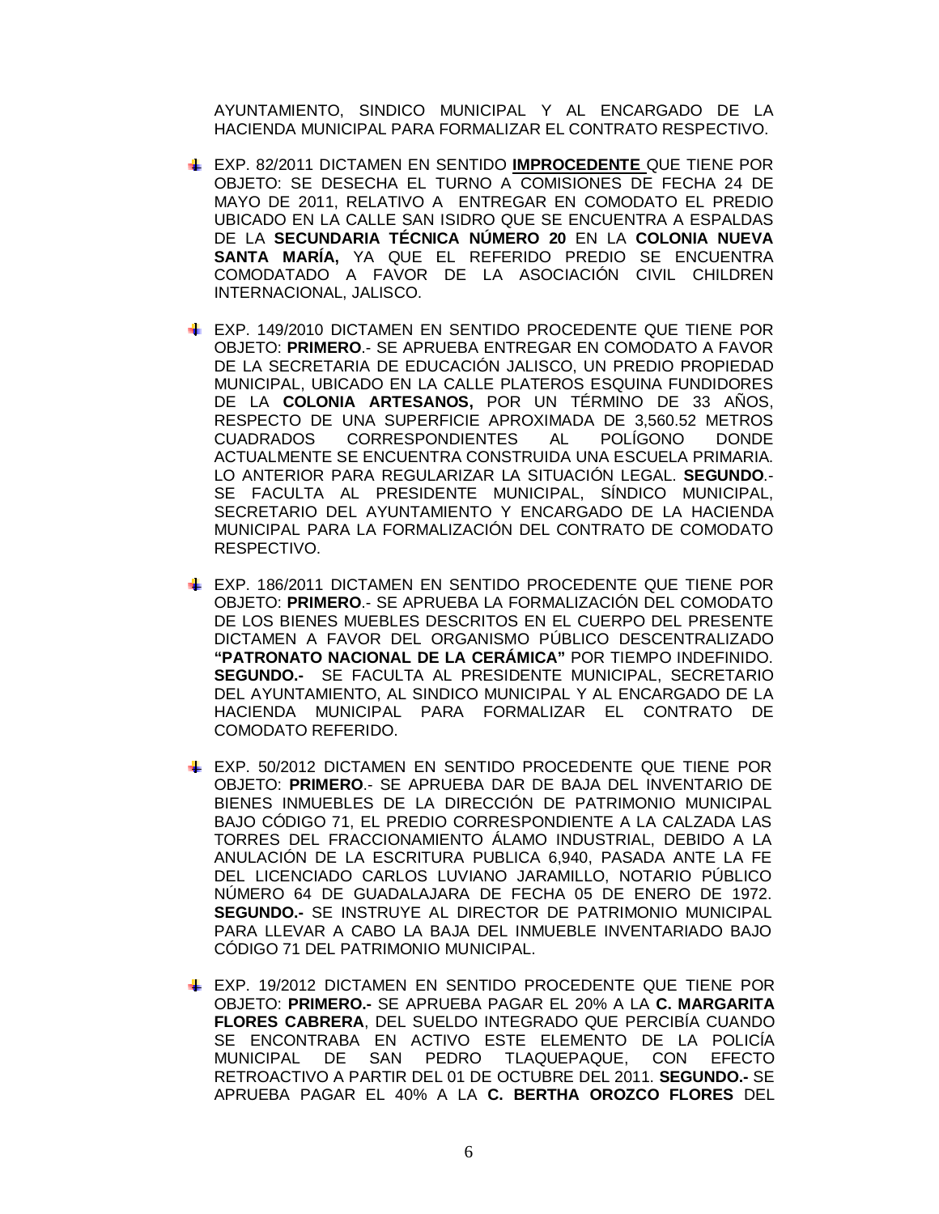AYUNTAMIENTO, SINDICO MUNICIPAL Y AL ENCARGADO DE LA HACIENDA MUNICIPAL PARA FORMALIZAR EL CONTRATO RESPECTIVO.

- EXP. 82/2011 DICTAMEN EN SENTIDO **<u>IMPROCEDENTE</u>** QUE TIENE POR OBJETO: SE DESECHA EL TURNO A COMISIONES DE FECHA 24 DE MAYO DE 2011, RELATIVO A ENTREGAR EN COMODATO EL PREDIO UBICADO EN LA CALLE SAN ISIDRO QUE SE ENCUENTRA A ESPALDAS DE LA **SECUNDARIA TÉCNICA NÚMERO 20** EN LA **COLONIA NUEVA SANTA MARÍA,** YA QUE EL REFERIDO PREDIO SE ENCUENTRA COMODATADO A FAVOR DE LA ASOCIACIÓN CIVIL CHILDREN INTERNACIONAL, JALISCO.

- EXP. 149/2010 DICTAMEN EN SENTIDO PROCEDENTE QUE TIENE POR OBJETO: **PRIMERO**.- SE APRUEBA ENTREGAR EN COMODATO A FAVOR DE LA SECRETARIA DE EDUCACIÓN JALISCO, UN PREDIO PROPIEDAD MUNICIPAL, UBICADO EN LA CALLE PLATEROS ESQUINA FUNDIDORES DE LA **COLONIA ARTESANOS,** POR UN TÉRMINO DE 33 AÑOS, RESPECTO DE UNA SUPERFICIE APROXIMADA DE 3,560.52 METROS CUADRADOS CORRESPONDIENTES AL POLÍGONO DONDE ACTUALMENTE SE ENCUENTRA CONSTRUIDA UNA ESCUELA PRIMARIA. LO ANTERIOR PARA REGULARIZAR LA SITUACIÓN LEGAL. **SEGUNDO**.- SE FACULTA AL PRESIDENTE MUNICIPAL, SÍNDICO MUNICIPAL, SECRETARIO DEL AYUNTAMIENTO Y ENCARGADO DE LA HACIENDA MUNICIPAL PARA LA FORMALIZACIÓN DEL CONTRATO DE COMODATO RESPECTIVO.

- EXP. 186/2011 DICTAMEN EN SENTIDO PROCEDENTE QUE TIENE POR OBJETO: **PRIMERO**.- SE APRUEBA LA FORMALIZACIÓN DEL COMODATO DE LOS BIENES MUEBLES DESCRITOS EN EL CUERPO DEL PRESENTE DICTAMEN A FAVOR DEL ORGANISMO PÚBLICO DESCENTRALIZADO **"PATRONATO NACIONAL DE LA CERÁMICA"** POR TIEMPO INDEFINIDO. **SEGUNDO.-** SE FACULTA AL PRESIDENTE MUNICIPAL, SECRETARIO DEL AYUNTAMIENTO, AL SINDICO MUNICIPAL Y AL ENCARGADO DE LA HACIENDA MUNICIPAL PARA FORMALIZAR EL CONTRATO DE COMODATO REFERIDO.

- EXP. 50/2012 DICTAMEN EN SENTIDO PROCEDENTE QUE TIENE POR OBJETO: **PRIMERO**.- SE APRUEBA DAR DE BAJA DEL INVENTARIO DE BIENES INMUEBLES DE LA DIRECCIÓN DE PATRIMONIO MUNICIPAL BAJO CÓDIGO 71, EL PREDIO CORRESPONDIENTE A LA CALZADA LAS TORRES DEL FRACCIONAMIENTO ÁLAMO INDUSTRIAL, DEBIDO A LA ANULACIÓN DE LA ESCRITURA PUBLICA 6,940, PASADA ANTE LA FE DEL LICENCIADO CARLOS LUVIANO JARAMILLO, NOTARIO PÚBLICO NÚMERO 64 DE GUADALAJARA DE FECHA 05 DE ENERO DE 1972. **SEGUNDO.-** SE INSTRUYE AL DIRECTOR DE PATRIMONIO MUNICIPAL PARA LLEVAR A CABO LA BAJA DEL INMUEBLE INVENTARIADO BAJO CÓDIGO 71 DEL PATRIMONIO MUNICIPAL.

- EXP. 19/2012 DICTAMEN EN SENTIDO PROCEDENTE QUE TIENE POR OBJETO: **PRIMERO.-** SE APRUEBA PAGAR EL 20% A LA **C. MARGARITA FLORES CABRERA**, DEL SUELDO INTEGRADO QUE PERCIBÍA CUANDO SE ENCONTRABA EN ACTIVO ESTE ELEMENTO DE LA POLICÍA MUNICIPAL DE SAN PEDRO TLAQUEPAQUE, CON EFECTO RETROACTIVO A PARTIR DEL 01 DE OCTUBRE DEL 2011. **SEGUNDO.-** SE APRUEBA PAGAR EL 40% A LA **C. BERTHA OROZCO FLORES** DEL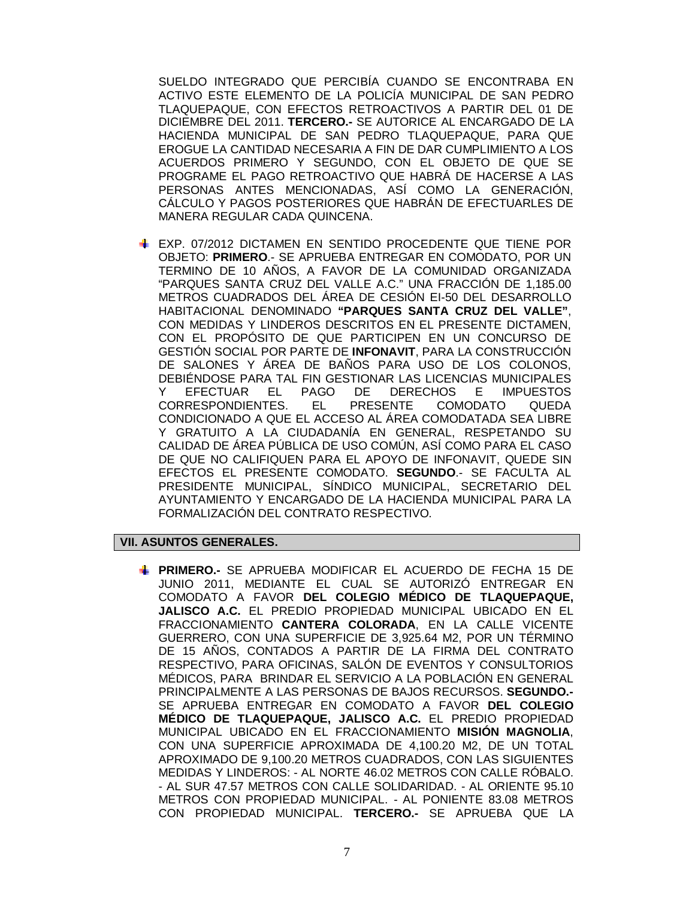SUELDO INTEGRADO QUE PERCIBÍA CUANDO SE ENCONTRABA EN ACTIVO ESTE ELEMENTO DE LA POLICÍA MUNICIPAL DE SAN PEDRO TLAQUEPAQUE, CON EFECTOS RETROACTIVOS A PARTIR DEL 01 DE DICIEMBRE DEL 2011. **TERCERO.-** SE AUTORICE AL ENCARGADO DE LA HACIENDA MUNICIPAL DE SAN PEDRO TLAQUEPAQUE, PARA QUE EROGUE LA CANTIDAD NECESARIA A FIN DE DAR CUMPLIMIENTO A LOS ACUERDOS PRIMERO Y SEGUNDO, CON EL OBJETO DE QUE SE PROGRAME EL PAGO RETROACTIVO QUE HABRÁ DE HACERSE A LAS PERSONAS ANTES MENCIONADAS, ASÍ COMO LA GENERACIÓN, CÁLCULO Y PAGOS POSTERIORES QUE HABRÁN DE EFECTUARLES DE MANERA REGULAR CADA QUINCENA.

- EXP. 07/2012 DICTAMEN EN SENTIDO PROCEDENTE QUE TIENE POR OBJETO: **PRIMERO**.- SE APRUEBA ENTREGAR EN COMODATO, POR UN TERMINO DE 10 AÑOS, A FAVOR DE LA COMUNIDAD ORGANIZADA "PARQUES SANTA CRUZ DEL VALLE A.C." UNA FRACCIÓN DE 1,185.00 METROS CUADRADOS DEL ÁREA DE CESIÓN EI-50 DEL DESARROLLO HABITACIONAL DENOMINADO **"PARQUES SANTA CRUZ DEL VALLE"**, CON MEDIDAS Y LINDEROS DESCRITOS EN EL PRESENTE DICTAMEN, CON EL PROPÓSITO DE QUE PARTICIPEN EN UN CONCURSO DE GESTIÓN SOCIAL POR PARTE DE **INFONAVIT**, PARA LA CONSTRUCCIÓN DE SALONES Y ÁREA DE BAÑOS PARA USO DE LOS COLONOS, DEBIÉNDOSE PARA TAL FIN GESTIONAR LAS LICENCIAS MUNICIPALES Y EFECTUAR EL PAGO DE DERECHOS E IMPUESTOS CORRESPONDIENTES. EL PRESENTE COMODATO QUEDA CONDICIONADO A QUE EL ACCESO AL ÁREA COMODATADA SEA LIBRE Y GRATUITO A LA CIUDADANÍA EN GENERAL, RESPETANDO SU CALIDAD DE ÁREA PÚBLICA DE USO COMÚN, ASÍ COMO PARA EL CASO DE QUE NO CALIFIQUEN PARA EL APOYO DE INFONAVIT, QUEDE SIN EFECTOS EL PRESENTE COMODATO. **SEGUNDO**.- SE FACULTA AL PRESIDENTE MUNICIPAL, SÍNDICO MUNICIPAL, SECRETARIO DEL AYUNTAMIENTO Y ENCARGADO DE LA HACIENDA MUNICIPAL PARA LA FORMALIZACIÓN DEL CONTRATO RESPECTIVO.

## VII. ASUNTOS GENERALES.

- **PRIMERO.-** SE APRUEBA MODIFICAR EL ACUERDO DE FECHA 15 DE JUNIO 2011, MEDIANTE EL CUAL SE AUTORIZÓ ENTREGAR EN COMODATO A FAVOR **DEL COLEGIO MÉDICO DE TLAQUEPAQUE, JALISCO A.C.** EL PREDIO PROPIEDAD MUNICIPAL UBICADO EN EL FRACCIONAMIENTO **CANTERA COLORADA**, EN LA CALLE VICENTE GUERRERO, CON UNA SUPERFICIE DE 3,925.64 M2, POR UN TÉRMINO DE 15 AÑOS, CONTADOS A PARTIR DE LA FIRMA DEL CONTRATO RESPECTIVO, PARA OFICINAS, SALÓN DE EVENTOS Y CONSULTORIOS MÉDICOS, PARA BRINDAR EL SERVICIO A LA POBLACIÓN EN GENERAL PRINCIPALMENTE A LAS PERSONAS DE BAJOS RECURSOS. **SEGUNDO.-** SE APRUEBA ENTREGAR EN COMODATO A FAVOR **DEL COLEGIO MÉDICO DE TLAQUEPAQUE, JALISCO A.C.** EL PREDIO PROPIEDAD MUNICIPAL UBICADO EN EL FRACCIONAMIENTO **MISIÓN MAGNOLIA**, CON UNA SUPERFICIE APROXIMADA DE 4,100.20 M2, DE UN TOTAL APROXIMADO DE 9,100.20 METROS CUADRADOS, CON LAS SIGUIENTES MEDIDAS Y LINDEROS: - AL NORTE 46.02 METROS CON CALLE RÓBALO. - AL SUR 47.57 METROS CON CALLE SOLIDARIDAD. - AL ORIENTE 95.10 METROS CON PROPIEDAD MUNICIPAL. - AL PONIENTE 83.08 METROS CON PROPIEDAD MUNICIPAL. **TERCERO.-** SE APRUEBA QUE LA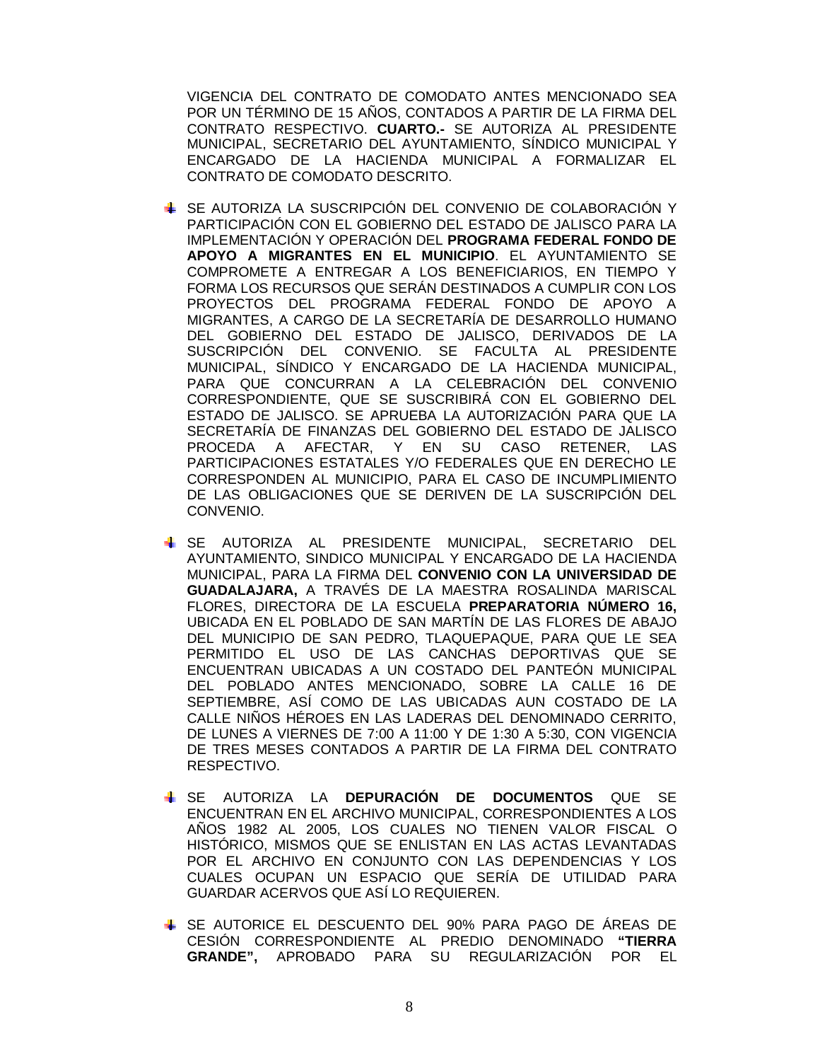VIGENCIA DEL CONTRATO DE COMODATO ANTES MENCIONADO SEA POR UN TÉRMINO DE 15 AÑOS, CONTADOS A PARTIR DE LA FIRMA DEL CONTRATO RESPECTIVO. **CUARTO.-** SE AUTORIZA AL PRESIDENTE MUNICIPAL, SECRETARIO DEL AYUNTAMIENTO, SÍNDICO MUNICIPAL Y ENCARGADO DE LA HACIENDA MUNICIPAL A FORMALIZAR EL CONTRATO DE COMODATO DESCRITO.

- SE AUTORIZA LA SUSCRIPCIÓN DEL CONVENIO DE COLABORACIÓN Y PARTICIPACIÓN CON EL GOBIERNO DEL ESTADO DE JALISCO PARA LA IMPLEMENTACIÓN Y OPERACIÓN DEL **PROGRAMA FEDERAL FONDO DE APOYO A MIGRANTES EN EL MUNICIPIO**. EL AYUNTAMIENTO SE COMPROMETE A ENTREGAR A LOS BENEFICIARIOS, EN TIEMPO Y FORMA LOS RECURSOS QUE SERÁN DESTINADOS A CUMPLIR CON LOS PROYECTOS DEL PROGRAMA FEDERAL FONDO DE APOYO A MIGRANTES, A CARGO DE LA SECRETARÍA DE DESARROLLO HUMANO DEL GOBIERNO DEL ESTADO DE JALISCO, DERIVADOS DE LA SUSCRIPCIÓN DEL CONVENIO. SE FACULTA AL PRESIDENTE MUNICIPAL, SÍNDICO Y ENCARGADO DE LA HACIENDA MUNICIPAL, PARA QUE CONCURRAN A LA CELEBRACIÓN DEL CONVENIO CORRESPONDIENTE, QUE SE SUSCRIBIRÁ CON EL GOBIERNO DEL ESTADO DE JALISCO. SE APRUEBA LA AUTORIZACIÓN PARA QUE LA SECRETARÍA DE FINANZAS DEL GOBIERNO DEL ESTADO DE JALISCO PROCEDA A AFECTAR, Y EN SU CASO RETENER, LAS PARTICIPACIONES ESTATALES Y/O FEDERALES QUE EN DERECHO LE CORRESPONDEN AL MUNICIPIO, PARA EL CASO DE INCUMPLIMIENTO DE LAS OBLIGACIONES QUE SE DERIVEN DE LA SUSCRIPCIÓN DEL CONVENIO.

- SE AUTORIZA AL PRESIDENTE MUNICIPAL, SECRETARIO DEL AYUNTAMIENTO, SINDICO MUNICIPAL Y ENCARGADO DE LA HACIENDA MUNICIPAL, PARA LA FIRMA DEL **CONVENIO CON LA UNIVERSIDAD DE GUADALAJARA,** A TRAVÉS DE LA MAESTRA ROSALINDA MARISCAL FLORES, DIRECTORA DE LA ESCUELA **PREPARATORIA NÚMERO 16,** UBICADA EN EL POBLADO DE SAN MARTÍN DE LAS FLORES DE ABAJO DEL MUNICIPIO DE SAN PEDRO, TLAQUEPAQUE, PARA QUE LE SEA PERMITIDO EL USO DE LAS CANCHAS DEPORTIVAS QUE SE ENCUENTRAN UBICADAS A UN COSTADO DEL PANTEÓN MUNICIPAL DEL POBLADO ANTES MENCIONADO, SOBRE LA CALLE 16 DE SEPTIEMBRE, ASÍ COMO DE LAS UBICADAS AUN COSTADO DE LA CALLE NIÑOS HÉROES EN LAS LADERAS DEL DENOMINADO CERRITO, DE LUNES A VIERNES DE 7:00 A 11:00 Y DE 1:30 A 5:30, CON VIGENCIA DE TRES MESES CONTADOS A PARTIR DE LA FIRMA DEL CONTRATO RESPECTIVO.

- SE AUTORIZA LA **DEPURACIÓN DE DOCUMENTOS** QUE SE ENCUENTRAN EN EL ARCHIVO MUNICIPAL, CORRESPONDIENTES A LOS AÑOS 1982 AL 2005, LOS CUALES NO TIENEN VALOR FISCAL O HISTÓRICO, MISMOS QUE SE ENLISTAN EN LAS ACTAS LEVANTADAS POR EL ARCHIVO EN CONJUNTO CON LAS DEPENDENCIAS Y LOS CUALES OCUPAN UN ESPACIO QUE SERÍA DE UTILIDAD PARA GUARDAR ACERVOS QUE ASÍ LO REQUIEREN.

- SE AUTORICE EL DESCUENTO DEL 90% PARA PAGO DE ÁREAS DE CESIÓN CORRESPONDIENTE AL PREDIO DENOMINADO **"TIERRA GRANDE",** APROBADO PARA SU REGULARIZACIÓN POR EL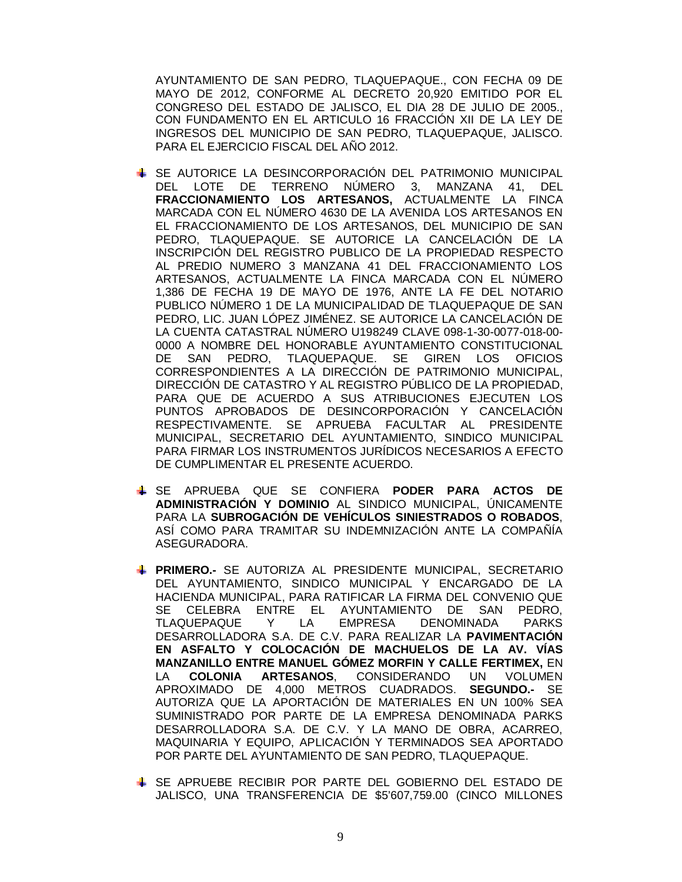AYUNTAMIENTO DE SAN PEDRO, TLAQUEPAQUE., CON FECHA 09 DE MAYO DE 2012, CONFORME AL DECRETO 20,920 EMITIDO POR EL CONGRESO DEL ESTADO DE JALISCO, EL DIA 28 DE JULIO DE 2005., CON FUNDAMENTO EN EL ARTICULO 16 FRACCIÓN XII DE LA LEY DE INGRESOS DEL MUNICIPIO DE SAN PEDRO, TLAQUEPAQUE, JALISCO. PARA EL EJERCICIO FISCAL DEL AÑO 2012.

- SE AUTORICE LA DESINCORPORACIÓN DEL PATRIMONIO MUNICIPAL DEL LOTE DE TERRENO NÚMERO 3, MANZANA 41, DEL **FRACCIONAMIENTO LOS ARTESANOS,** ACTUALMENTE LA FINCA MARCADA CON EL NÚMERO 4630 DE LA AVENIDA LOS ARTESANOS EN EL FRACCIONAMIENTO DE LOS ARTESANOS, DEL MUNICIPIO DE SAN PEDRO, TLAQUEPAQUE. SE AUTORICE LA CANCELACIÓN DE LA INSCRIPCIÓN DEL REGISTRO PUBLICO DE LA PROPIEDAD RESPECTO AL PREDIO NUMERO 3 MANZANA 41 DEL FRACCIONAMIENTO LOS ARTESANOS, ACTUALMENTE LA FINCA MARCADA CON EL NÚMERO 1,386 DE FECHA 19 DE MAYO DE 1976, ANTE LA FE DEL NOTARIO PUBLICO NÚMERO 1 DE LA MUNICIPALIDAD DE TLAQUEPAQUE DE SAN PEDRO, LIC. JUAN LÓPEZ JIMÉNEZ. SE AUTORICE LA CANCELACIÓN DE LA CUENTA CATASTRAL NÚMERO U198249 CLAVE 098-1-30-0077-018-00-0000 A NOMBRE DEL HONORABLE AYUNTAMIENTO CONSTITUCIONAL DE SAN PEDRO, TLAQUEPAQUE. SE GIREN LOS OFICIOS CORRESPONDIENTES A LA DIRECCIÓN DE PATRIMONIO MUNICIPAL, DIRECCIÓN DE CATASTRO Y AL REGISTRO PÚBLICO DE LA PROPIEDAD, PARA QUE DE ACUERDO A SUS ATRIBUCIONES EJECUTEN LOS PUNTOS APROBADOS DE DESINCORPORACIÓN Y CANCELACIÓN RESPECTIVAMENTE. SE APRUEBA FACULTAR AL PRESIDENTE MUNICIPAL, SECRETARIO DEL AYUNTAMIENTO, SINDICO MUNICIPAL PARA FIRMAR LOS INSTRUMENTOS JURÍDICOS NECESARIOS A EFECTO DE CUMPLIMENTAR EL PRESENTE ACUERDO.

- SE APRUEBA QUE SE CONFIERA **PODER PARA ACTOS DE ADMINISTRACIÓN Y DOMINIO** AL SINDICO MUNICIPAL, ÚNICAMENTE PARA LA **SUBROGACIÓN DE VEHÍCULOS SINIESTRADOS O ROBADOS**, ASÍ COMO PARA TRAMITAR SU INDEMNIZACIÓN ANTE LA COMPAÑÍA ASEGURADORA.

- **PRIMERO.-** SE AUTORIZA AL PRESIDENTE MUNICIPAL, SECRETARIO DEL AYUNTAMIENTO, SINDICO MUNICIPAL Y ENCARGADO DE LA HACIENDA MUNICIPAL, PARA RATIFICAR LA FIRMA DEL CONVENIO QUE SE CELEBRA ENTRE EL AYUNTAMIENTO DE SAN PEDRO, TLAQUEPAQUE Y LA EMPRESA DENOMINADA PARKS DESARROLLADORA S.A. DE C.V. PARA REALIZAR LA **PAVIMENTACIÓN EN ASFALTO Y COLOCACIÓN DE MACHUELOS DE LA AV. VÍAS MANZANILLO ENTRE MANUEL GÓMEZ MORFIN Y CALLE FERTIMEX,** EN LA **COLONIA ARTESANOS**, CONSIDERANDO UN VOLUMEN APROXIMADO DE 4,000 METROS CUADRADOS. **SEGUNDO.-** SE AUTORIZA QUE LA APORTACIÓN DE MATERIALES EN UN 100% SEA SUMINISTRADO POR PARTE DE LA EMPRESA DENOMINADA PARKS DESARROLLADORA S.A. DE C.V. Y LA MANO DE OBRA, ACARREO, MAQUINARIA Y EQUIPO, APLICACIÓN Y TERMINADOS SEA APORTADO POR PARTE DEL AYUNTAMIENTO DE SAN PEDRO, TLAQUEPAQUE.

- SE APRUEBE RECIBIR POR PARTE DEL GOBIERNO DEL ESTADO DE JALISCO, UNA TRANSFERENCIA DE $5'607,759.00 (CINCO MILLONES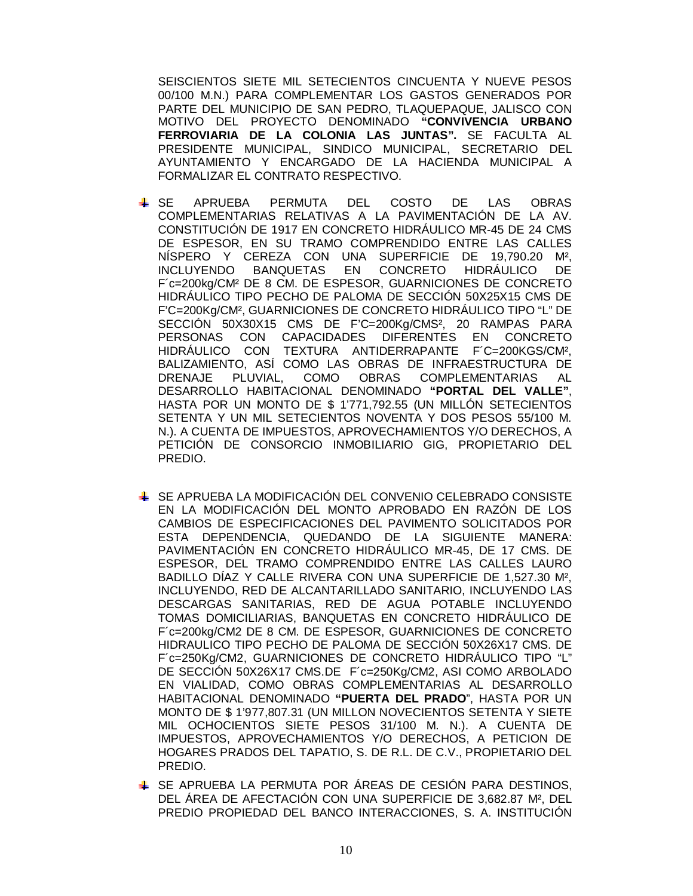SEISCIENTOS SIETE MIL SETECIENTOS CINCUENTA Y NUEVE PESOS 00/100 M.N.) PARA COMPLEMENTAR LOS GASTOS GENERADOS POR PARTE DEL MUNICIPIO DE SAN PEDRO, TLAQUEPAQUE, JALISCO CON MOTIVO DEL PROYECTO DENOMINADO **"CONVIVENCIA URBANO FERROVIARIA DE LA COLONIA LAS JUNTAS".** SE FACULTA AL PRESIDENTE MUNICIPAL, SINDICO MUNICIPAL, SECRETARIO DEL AYUNTAMIENTO Y ENCARGADO DE LA HACIENDA MUNICIPAL A FORMALIZAR EL CONTRATO RESPECTIVO.

- SE APRUEBA PERMUTA DEL COSTO DE LAS OBRAS COMPLEMENTARIAS RELATIVAS A LA PAVIMENTACIÓN DE LA AV. CONSTITUCIÓN DE 1917 EN CONCRETO HIDRÁULICO MR-45 DE 24 CMS DE ESPESOR, EN SU TRAMO COMPRENDIDO ENTRE LAS CALLES NÍSPERO Y CEREZA CON UNA SUPERFICIE DE 19,790.20 M², INCLUYENDO BANQUETAS EN CONCRETO HIDRÁULICO DE F´c=200kg/CM² DE 8 CM. DE ESPESOR, GUARNICIONES DE CONCRETO HIDRÁULICO TIPO PECHO DE PALOMA DE SECCIÓN 50X25X15 CMS DE F'C=200Kg/CM², GUARNICIONES DE CONCRETO HIDRÁULICO TIPO "L" DE SECCIÓN 50X30X15 CMS DE F'C=200Kg/CMS², 20 RAMPAS PARA PERSONAS CON CAPACIDADES DIFERENTES EN CONCRETO HIDRÁULICO CON TEXTURA ANTIDERRAPANTE F´C=200KGS/CM², BALIZAMIENTO, ASÍ COMO LAS OBRAS DE INFRAESTRUCTURA DE DRENAJE PLUVIAL, COMO OBRAS COMPLEMENTARIAS AL DESARROLLO HABITACIONAL DENOMINADO **"PORTAL DEL VALLE"**, HASTA POR UN MONTO DE $ 1'771,792.55 (UN MILLÓN SETECIENTOS SETENTA Y UN MIL SETECIENTOS NOVENTA Y DOS PESOS 55/100 M. N.). A CUENTA DE IMPUESTOS, APROVECHAMIENTOS Y/O DERECHOS, A PETICIÓN DE CONSORCIO INMOBILIARIO GIG, PROPIETARIO DEL PREDIO.

- SE APRUEBA LA MODIFICACIÓN DEL CONVENIO CELEBRADO CONSISTE EN LA MODIFICACIÓN DEL MONTO APROBADO EN RAZÓN DE LOS CAMBIOS DE ESPECIFICACIONES DEL PAVIMENTO SOLICITADOS POR ESTA DEPENDENCIA, QUEDANDO DE LA SIGUIENTE MANERA: PAVIMENTACIÓN EN CONCRETO HIDRÁULICO MR-45, DE 17 CMS. DE ESPESOR, DEL TRAMO COMPRENDIDO ENTRE LAS CALLES LAURO BADILLO DÍAZ Y CALLE RIVERA CON UNA SUPERFICIE DE 1,527.30 M², INCLUYENDO, RED DE ALCANTARILLADO SANITARIO, INCLUYENDO LAS DESCARGAS SANITARIAS, RED DE AGUA POTABLE INCLUYENDO TOMAS DOMICILIARIAS, BANQUETAS EN CONCRETO HIDRÁULICO DE F´c=200kg/CM2 DE 8 CM. DE ESPESOR, GUARNICIONES DE CONCRETO HIDRAULICO TIPO PECHO DE PALOMA DE SECCIÓN 50X26X17 CMS. DE F´c=250Kg/CM2, GUARNICIONES DE CONCRETO HIDRÁULICO TIPO "L" DE SECCIÓN 50X26X17 CMS.DE F´c=250Kg/CM2, ASI COMO ARBOLADO EN VIALIDAD, COMO OBRAS COMPLEMENTARIAS AL DESARROLLO HABITACIONAL DENOMINADO **"PUERTA DEL PRADO"**, HASTA POR UN MONTO DE $ 1'977,807.31 (UN MILLON NOVECIENTOS SETENTA Y SIETE MIL OCHOCIENTOS SIETE PESOS 31/100 M. N.). A CUENTA DE IMPUESTOS, APROVECHAMIENTOS Y/O DERECHOS, A PETICION DE HOGARES PRADOS DEL TAPATIO, S. DE R.L. DE C.V., PROPIETARIO DEL PREDIO.

- SE APRUEBA LA PERMUTA POR ÁREAS DE CESIÓN PARA DESTINOS, DEL ÁREA DE AFECTACIÓN CON UNA SUPERFICIE DE 3,682.87 M², DEL PREDIO PROPIEDAD DEL BANCO INTERACCIONES, S. A. INSTITUCIÓN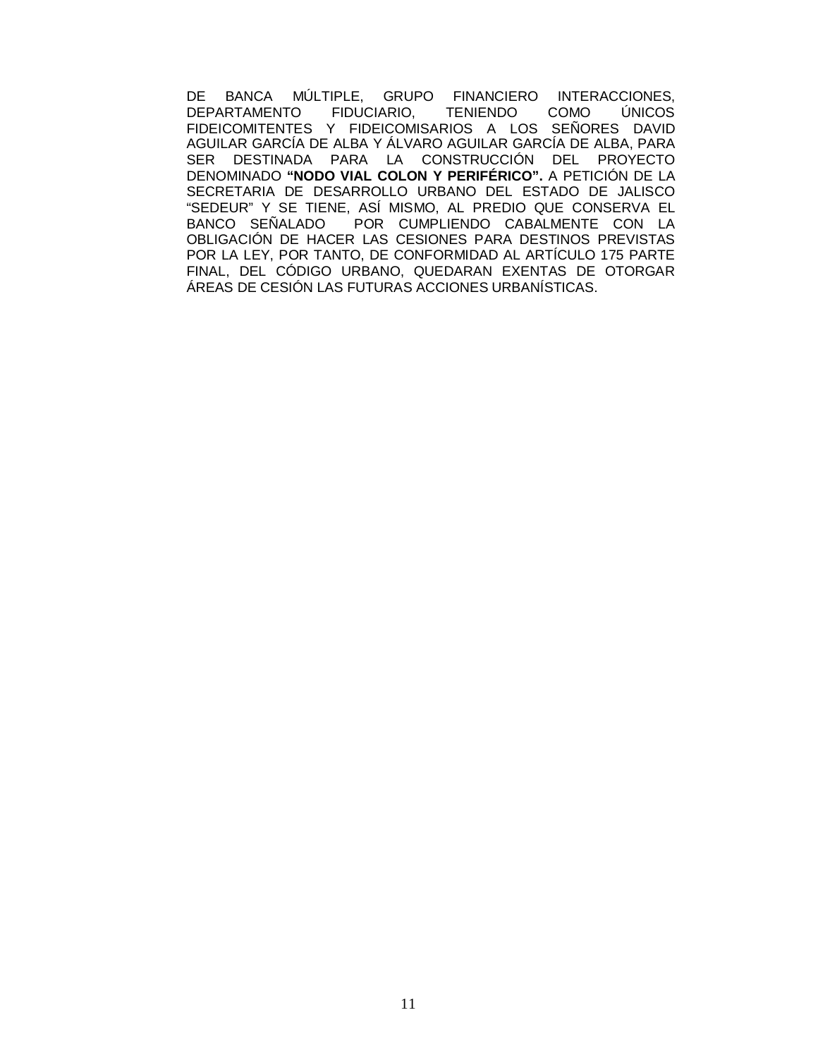DE BANCA MÚLTIPLE, GRUPO FINANCIERO INTERACCIONES, DEPARTAMENTO FIDUCIARIO, TENIENDO COMO ÚNICOS FIDEICOMITENTES Y FIDEICOMISARIOS A LOS SEÑORES DAVID AGUILAR GARCÍA DE ALBA Y ÁLVARO AGUILAR GARCÍA DE ALBA, PARA SER DESTINADA PARA LA CONSTRUCCIÓN DEL PROYECTO DENOMINADO **“NODO VIAL COLON Y PERIFÉRICO”.** A PETICIÓN DE LA SECRETARIA DE DESARROLLO URBANO DEL ESTADO DE JALISCO “SEDEUR” Y SE TIENE, ASÍ MISMO, AL PREDIO QUE CONSERVA EL BANCO SEÑALADO POR CUMPLIENDO CABALMENTE CON LA OBLIGACIÓN DE HACER LAS CESIONES PARA DESTINOS PREVISTAS POR LA LEY, POR TANTO, DE CONFORMIDAD AL ARTÍCULO 175 PARTE FINAL, DEL CÓDIGO URBANO, QUEDARAN EXENTAS DE OTORGAR ÁREAS DE CESIÓN LAS FUTURAS ACCIONES URBANÍSTICAS.